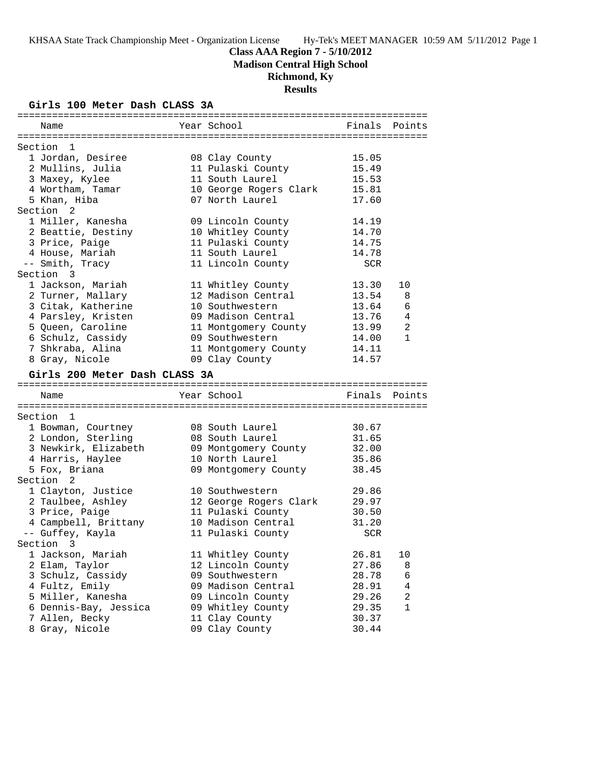# Class AAA Region 7 - 5/10/2012

**Madison Central High School**

**Richmond, Ky**

**Results**

### Girls 100 Meter Dash CLASS 3A

| Name | Year | School | Finals | Points |
|---|---|---|---|---|
| **Section 1** | | | | |
| 1 Jordan, Desiree | 08 | Clay County | 15.05 | |
| 2 Mullins, Julia | 11 | Pulaski County | 15.49 | |
| 3 Maxey, Kylee | 11 | South Laurel | 15.53 | |
| 4 Wortham, Tamar | 10 | George Rogers Clark | 15.81 | |
| 5 Khan, Hiba | 07 | North Laurel | 17.60 | |
| **Section 2** | | | | |
| 1 Miller, Kanesha | 09 | Lincoln County | 14.19 | |
| 2 Beattie, Destiny | 10 | Whitley County | 14.70 | |
| 3 Price, Paige | 11 | Pulaski County | 14.75 | |
| 4 House, Mariah | 11 | South Laurel | 14.78 | |
| -- Smith, Tracy | 11 | Lincoln County | SCR | |
| **Section 3** | | | | |
| 1 Jackson, Mariah | 11 | Whitley County | 13.30 | 10 |
| 2 Turner, Mallary | 12 | Madison Central | 13.54 | 8 |
| 3 Citak, Katherine | 10 | Southwestern | 13.64 | 6 |
| 4 Parsley, Kristen | 09 | Madison Central | 13.76 | 4 |
| 5 Queen, Caroline | 11 | Montgomery County | 13.99 | 2 |
| 6 Schulz, Cassidy | 09 | Southwestern | 14.00 | 1 |
| 7 Shkraba, Alina | 11 | Montgomery County | 14.11 | |
| 8 Gray, Nicole | 09 | Clay County | 14.57 | |

### Girls 200 Meter Dash CLASS 3A

| Name | Year | School | Finals | Points |
|---|---|---|---|---|
| **Section 1** | | | | |
| 1 Bowman, Courtney | 08 | South Laurel | 30.67 | |
| 2 London, Sterling | 08 | South Laurel | 31.65 | |
| 3 Newkirk, Elizabeth | 09 | Montgomery County | 32.00 | |
| 4 Harris, Haylee | 10 | North Laurel | 35.86 | |
| 5 Fox, Briana | 09 | Montgomery County | 38.45 | |
| **Section 2** | | | | |
| 1 Clayton, Justice | 10 | Southwestern | 29.86 | |
| 2 Taulbee, Ashley | 12 | George Rogers Clark | 29.97 | |
| 3 Price, Paige | 11 | Pulaski County | 30.50 | |
| 4 Campbell, Brittany | 10 | Madison Central | 31.20 | |
| -- Guffey, Kayla | 11 | Pulaski County | SCR | |
| **Section 3** | | | | |
| 1 Jackson, Mariah | 11 | Whitley County | 26.81 | 10 |
| 2 Elam, Taylor | 12 | Lincoln County | 27.86 | 8 |
| 3 Schulz, Cassidy | 09 | Southwestern | 28.78 | 6 |
| 4 Fultz, Emily | 09 | Madison Central | 28.91 | 4 |
| 5 Miller, Kanesha | 09 | Lincoln County | 29.26 | 2 |
| 6 Dennis-Bay, Jessica | 09 | Whitley County | 29.35 | 1 |
| 7 Allen, Becky | 11 | Clay County | 30.37 | |
| 8 Gray, Nicole | 09 | Clay County | 30.44 | |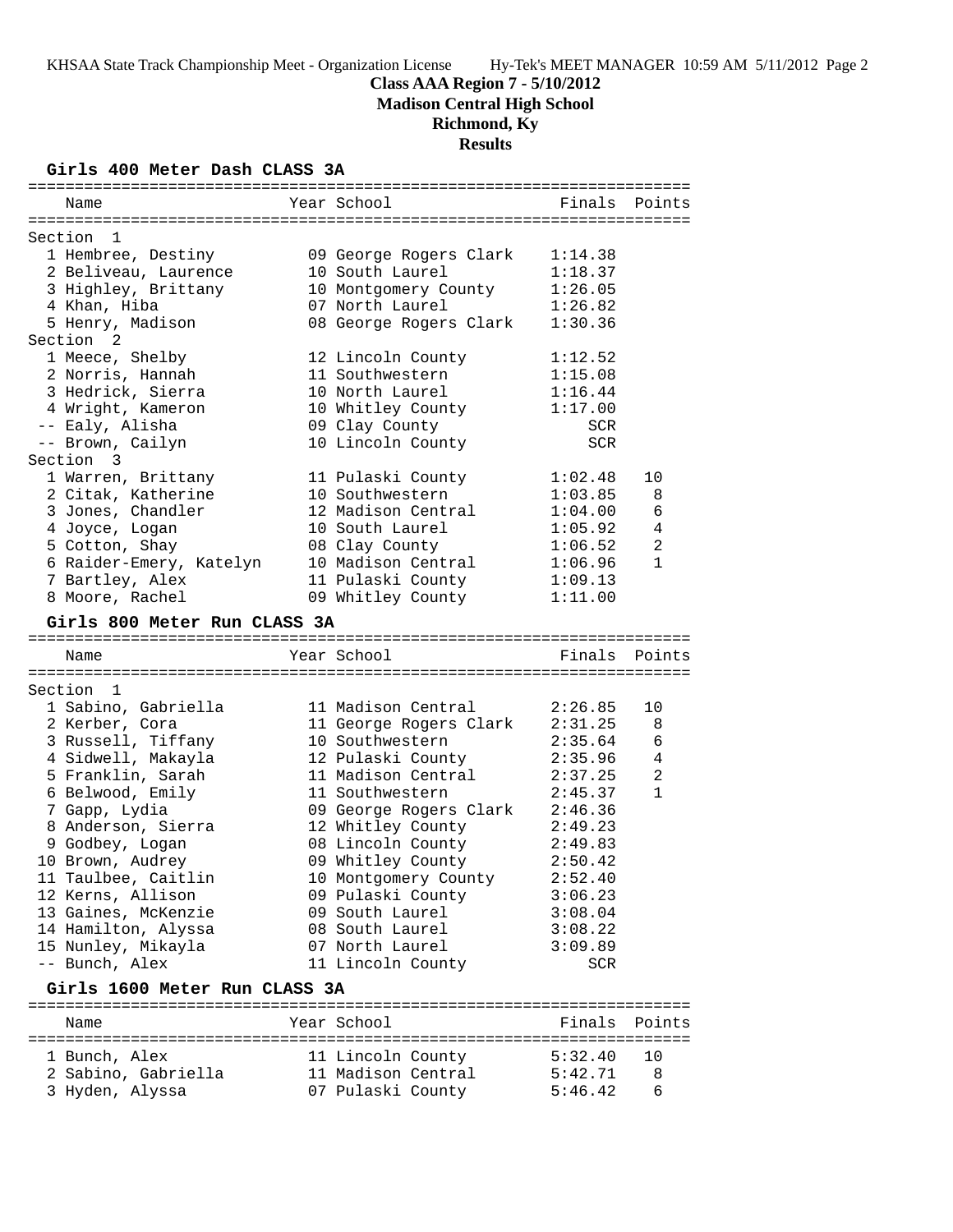**Class AAA Region 7 - 5/10/2012**
**Madison Central High School**
**Richmond, Ky**
**Results**

### Girls 400 Meter Dash CLASS 3A

| | Name | Year | School | Finals | Points |
|---|---|---|---|---|---|
| **Section 1** | | | | | |
| 1 | Hembree, Destiny | 09 | George Rogers Clark | 1:14.38 | |
| 2 | Beliveau, Laurence | 10 | South Laurel | 1:18.37 | |
| 3 | Highley, Brittany | 10 | Montgomery County | 1:26.05 | |
| 4 | Khan, Hiba | 07 | North Laurel | 1:26.82 | |
| 5 | Henry, Madison | 08 | George Rogers Clark | 1:30.36 | |
| **Section 2** | | | | | |
| 1 | Meece, Shelby | 12 | Lincoln County | 1:12.52 | |
| 2 | Norris, Hannah | 11 | Southwestern | 1:15.08 | |
| 3 | Hedrick, Sierra | 10 | North Laurel | 1:16.44 | |
| 4 | Wright, Kameron | 10 | Whitley County | 1:17.00 | |
| -- | Ealy, Alisha | 09 | Clay County | SCR | |
| -- | Brown, Cailyn | 10 | Lincoln County | SCR | |
| **Section 3** | | | | | |
| 1 | Warren, Brittany | 11 | Pulaski County | 1:02.48 | 10 |
| 2 | Citak, Katherine | 10 | Southwestern | 1:03.85 | 8 |
| 3 | Jones, Chandler | 12 | Madison Central | 1:04.00 | 6 |
| 4 | Joyce, Logan | 10 | South Laurel | 1:05.92 | 4 |
| 5 | Cotton, Shay | 08 | Clay County | 1:06.52 | 2 |
| 6 | Raider-Emery, Katelyn | 10 | Madison Central | 1:06.96 | 1 |
| 7 | Bartley, Alex | 11 | Pulaski County | 1:09.13 | |
| 8 | Moore, Rachel | 09 | Whitley County | 1:11.00 | |

### Girls 800 Meter Run CLASS 3A

| | Name | Year | School | Finals | Points |
|---|---|---|---|---|---|
| **Section 1** | | | | | |
| 1 | Sabino, Gabriella | 11 | Madison Central | 2:26.85 | 10 |
| 2 | Kerber, Cora | 11 | George Rogers Clark | 2:31.25 | 8 |
| 3 | Russell, Tiffany | 10 | Southwestern | 2:35.64 | 6 |
| 4 | Sidwell, Makayla | 12 | Pulaski County | 2:35.96 | 4 |
| 5 | Franklin, Sarah | 11 | Madison Central | 2:37.25 | 2 |
| 6 | Belwood, Emily | 11 | Southwestern | 2:45.37 | 1 |
| 7 | Gapp, Lydia | 09 | George Rogers Clark | 2:46.36 | |
| 8 | Anderson, Sierra | 12 | Whitley County | 2:49.23 | |
| 9 | Godbey, Logan | 08 | Lincoln County | 2:49.83 | |
| 10 | Brown, Audrey | 09 | Whitley County | 2:50.42 | |
| 11 | Taulbee, Caitlin | 10 | Montgomery County | 2:52.40 | |
| 12 | Kerns, Allison | 09 | Pulaski County | 3:06.23 | |
| 13 | Gaines, McKenzie | 09 | South Laurel | 3:08.04 | |
| 14 | Hamilton, Alyssa | 08 | South Laurel | 3:08.22 | |
| 15 | Nunley, Mikayla | 07 | North Laurel | 3:09.89 | |
| -- | Bunch, Alex | 11 | Lincoln County | SCR | |

### Girls 1600 Meter Run CLASS 3A

| | Name | Year | School | Finals | Points |
|---|---|---|---|---|---|
| 1 | Bunch, Alex | 11 | Lincoln County | 5:32.40 | 10 |
| 2 | Sabino, Gabriella | 11 | Madison Central | 5:42.71 | 8 |
| 3 | Hyden, Alyssa | 07 | Pulaski County | 5:46.42 | 6 |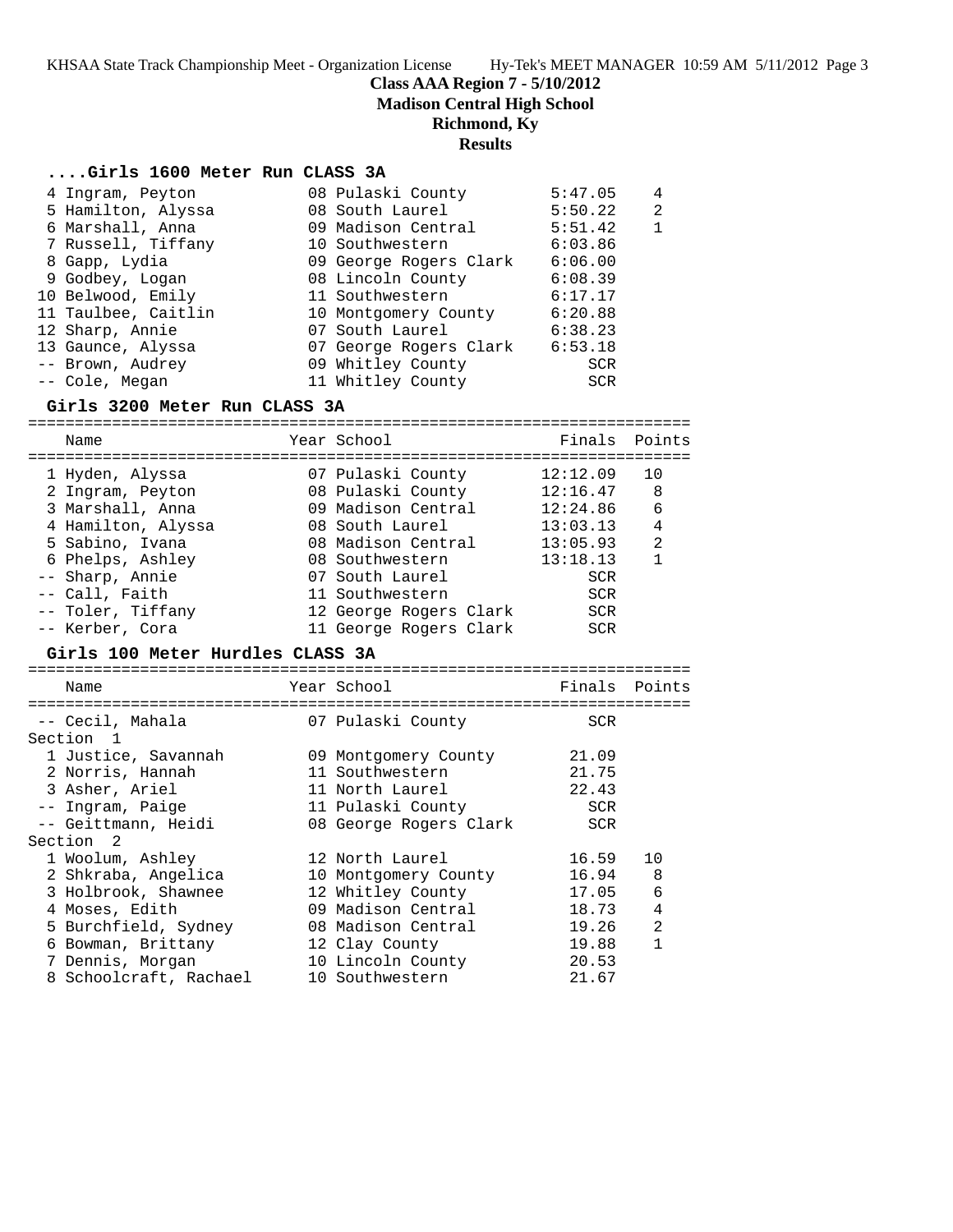**Class AAA Region 7 - 5/10/2012**
**Madison Central High School**
**Richmond, Ky**
**Results**

### ....Girls 1600 Meter Run CLASS 3A

| Place | Name | Year | School | Finals | Points |
|---|---|---|---|---|---|
| 4 | Ingram, Peyton | 08 | Pulaski County | 5:47.05 | 4 |
| 5 | Hamilton, Alyssa | 08 | South Laurel | 5:50.22 | 2 |
| 6 | Marshall, Anna | 09 | Madison Central | 5:51.42 | 1 |
| 7 | Russell, Tiffany | 10 | Southwestern | 6:03.86 | |
| 8 | Gapp, Lydia | 09 | George Rogers Clark | 6:06.00 | |
| 9 | Godbey, Logan | 08 | Lincoln County | 6:08.39 | |
| 10 | Belwood, Emily | 11 | Southwestern | 6:17.17 | |
| 11 | Taulbee, Caitlin | 10 | Montgomery County | 6:20.88 | |
| 12 | Sharp, Annie | 07 | South Laurel | 6:38.23 | |
| 13 | Gaunce, Alyssa | 07 | George Rogers Clark | 6:53.18 | |
| -- | Brown, Audrey | 09 | Whitley County | SCR | |
| -- | Cole, Megan | 11 | Whitley County | SCR | |

### Girls 3200 Meter Run CLASS 3A

| Place | Name | Year | School | Finals | Points |
|---|---|---|---|---|---|
| 1 | Hyden, Alyssa | 07 | Pulaski County | 12:12.09 | 10 |
| 2 | Ingram, Peyton | 08 | Pulaski County | 12:16.47 | 8 |
| 3 | Marshall, Anna | 09 | Madison Central | 12:24.86 | 6 |
| 4 | Hamilton, Alyssa | 08 | South Laurel | 13:03.13 | 4 |
| 5 | Sabino, Ivana | 08 | Madison Central | 13:05.93 | 2 |
| 6 | Phelps, Ashley | 08 | Southwestern | 13:18.13 | 1 |
| -- | Sharp, Annie | 07 | South Laurel | SCR | |
| -- | Call, Faith | 11 | Southwestern | SCR | |
| -- | Toler, Tiffany | 12 | George Rogers Clark | SCR | |
| -- | Kerber, Cora | 11 | George Rogers Clark | SCR | |

### Girls 100 Meter Hurdles CLASS 3A

| Place | Name | Year | School | Finals | Points |
|---|---|---|---|---|---|
| -- | Cecil, Mahala | 07 | Pulaski County | SCR | |
| **Section 1** | | | | | |
| 1 | Justice, Savannah | 09 | Montgomery County | 21.09 | |
| 2 | Norris, Hannah | 11 | Southwestern | 21.75 | |
| 3 | Asher, Ariel | 11 | North Laurel | 22.43 | |
| -- | Ingram, Paige | 11 | Pulaski County | SCR | |
| -- | Geittmann, Heidi | 08 | George Rogers Clark | SCR | |
| **Section 2** | | | | | |
| 1 | Woolum, Ashley | 12 | North Laurel | 16.59 | 10 |
| 2 | Shkraba, Angelica | 10 | Montgomery County | 16.94 | 8 |
| 3 | Holbrook, Shawnee | 12 | Whitley County | 17.05 | 6 |
| 4 | Moses, Edith | 09 | Madison Central | 18.73 | 4 |
| 5 | Burchfield, Sydney | 08 | Madison Central | 19.26 | 2 |
| 6 | Bowman, Brittany | 12 | Clay County | 19.88 | 1 |
| 7 | Dennis, Morgan | 10 | Lincoln County | 20.53 | |
| 8 | Schoolcraft, Rachael | 10 | Southwestern | 21.67 | |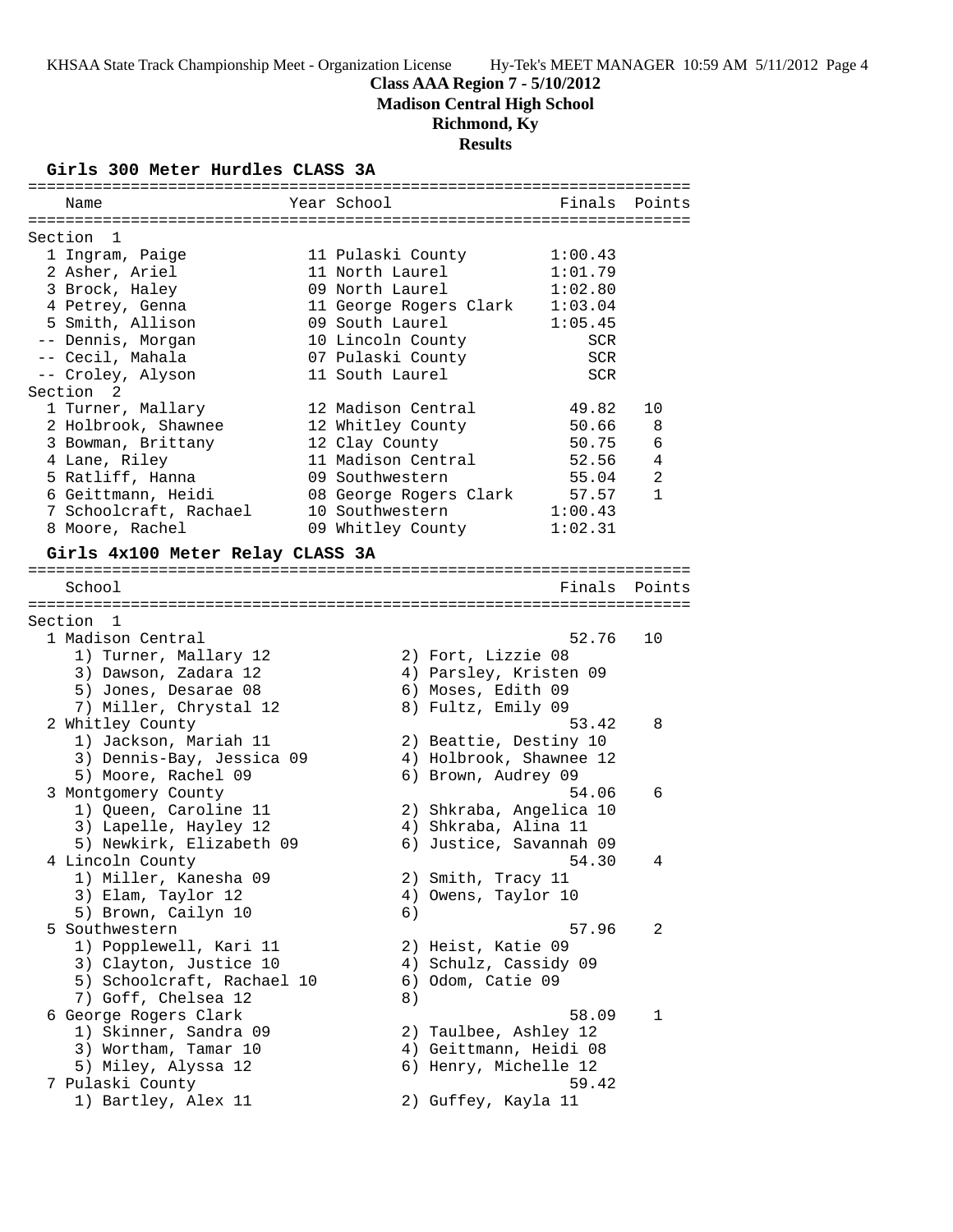**Class AAA Region 7 - 5/10/2012**
**Madison Central High School**
**Richmond, Ky**
**Results**

### Girls 300 Meter Hurdles CLASS 3A

| Name | Year | School | Finals | Points |
|---|---|---|---|---|
| **Section 1** | | | | |
| 1 Ingram, Paige | 11 | Pulaski County | 1:00.43 | |
| 2 Asher, Ariel | 11 | North Laurel | 1:01.79 | |
| 3 Brock, Haley | 09 | North Laurel | 1:02.80 | |
| 4 Petrey, Genna | 11 | George Rogers Clark | 1:03.04 | |
| 5 Smith, Allison | 09 | South Laurel | 1:05.45 | |
| -- Dennis, Morgan | 10 | Lincoln County | SCR | |
| -- Cecil, Mahala | 07 | Pulaski County | SCR | |
| -- Croley, Alyson | 11 | South Laurel | SCR | |
| **Section 2** | | | | |
| 1 Turner, Mallary | 12 | Madison Central | 49.82 | 10 |
| 2 Holbrook, Shawnee | 12 | Whitley County | 50.66 | 8 |
| 3 Bowman, Brittany | 12 | Clay County | 50.75 | 6 |
| 4 Lane, Riley | 11 | Madison Central | 52.56 | 4 |
| 5 Ratliff, Hanna | 09 | Southwestern | 55.04 | 2 |
| 6 Geittmann, Heidi | 08 | George Rogers Clark | 57.57 | 1 |
| 7 Schoolcraft, Rachael | 10 | Southwestern | 1:00.43 | |
| 8 Moore, Rachel | 09 | Whitley County | 1:02.31 | |

### Girls 4x100 Meter Relay CLASS 3A

```
=======================================================================
   School                                               Finals  Points
=======================================================================
Section  1
  1 Madison Central                                      52.76   10
     1) Turner, Mallary 12             2) Fort, Lizzie 08
     3) Dawson, Zadara 12              4) Parsley, Kristen 09
     5) Jones, Desarae 08              6) Moses, Edith 09
     7) Miller, Chrystal 12            8) Fultz, Emily 09
  2 Whitley County                                       53.42    8
     1) Jackson, Mariah 11             2) Beattie, Destiny 10
     3) Dennis-Bay, Jessica 09         4) Holbrook, Shawnee 12
     5) Moore, Rachel 09               6) Brown, Audrey 09
  3 Montgomery County                                    54.06    6
     1) Queen, Caroline 11             2) Shkraba, Angelica 10
     3) Lapelle, Hayley 12             4) Shkraba, Alina 11
     5) Newkirk, Elizabeth 09          6) Justice, Savannah 09
  4 Lincoln County                                       54.30    4
     1) Miller, Kanesha 09             2) Smith, Tracy 11
     3) Elam, Taylor 12                4) Owens, Taylor 10
     5) Brown, Cailyn 10               6)
  5 Southwestern                                         57.96    2
     1) Popplewell, Kari 11            2) Heist, Katie 09
     3) Clayton, Justice 10            4) Schulz, Cassidy 09
     5) Schoolcraft, Rachael 10        6) Odom, Catie 09
     7) Goff, Chelsea 12               8)
  6 George Rogers Clark                                  58.09    1
     1) Skinner, Sandra 09             2) Taulbee, Ashley 12
     3) Wortham, Tamar 10              4) Geittmann, Heidi 08
     5) Miley, Alyssa 12               6) Henry, Michelle 12
  7 Pulaski County                                       59.42
     1) Bartley, Alex 11               2) Guffey, Kayla 11
```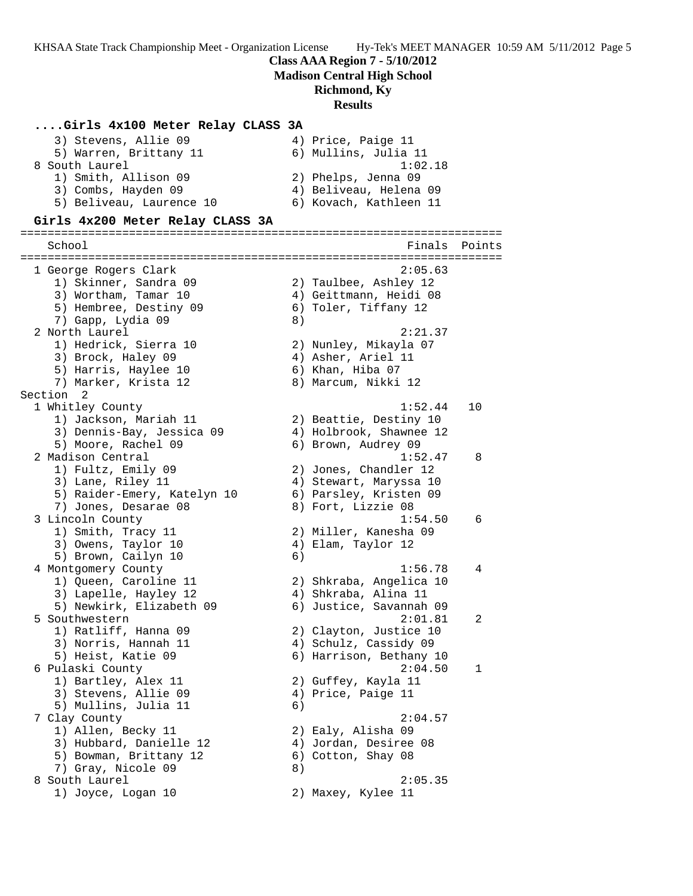**Class AAA Region 7 - 5/10/2012**
**Madison Central High School**
**Richmond, Ky**
**Results**

### ....Girls 4x100 Meter Relay CLASS 3A

```
    3) Stevens, Allie 09              4) Price, Paige 11
    5) Warren, Brittany 11            6) Mullins, Julia 11
  8 South Laurel                                  1:02.18
    1) Smith, Allison 09              2) Phelps, Jenna 09
    3) Combs, Hayden 09               4) Beliveau, Helena 09
    5) Beliveau, Laurence 10          6) Kovach, Kathleen 11
```

### Girls 4x200 Meter Relay CLASS 3A

```
=======================================================================
    School                                           Finals  Points
=======================================================================
  1 George Rogers Clark                             2:05.63
    1) Skinner, Sandra 09             2) Taulbee, Ashley 12
    3) Wortham, Tamar 10              4) Geittmann, Heidi 08
    5) Hembree, Destiny 09            6) Toler, Tiffany 12
    7) Gapp, Lydia 09                 8)
  2 North Laurel                                    2:21.37
    1) Hedrick, Sierra 10             2) Nunley, Mikayla 07
    3) Brock, Haley 09                4) Asher, Ariel 11
    5) Harris, Haylee 10              6) Khan, Hiba 07
    7) Marker, Krista 12              8) Marcum, Nikki 12
Section  2
  1 Whitley County                                  1:52.44   10
    1) Jackson, Mariah 11             2) Beattie, Destiny 10
    3) Dennis-Bay, Jessica 09         4) Holbrook, Shawnee 12
    5) Moore, Rachel 09               6) Brown, Audrey 09
  2 Madison Central                                 1:52.47    8
    1) Fultz, Emily 09                2) Jones, Chandler 12
    3) Lane, Riley 11                 4) Stewart, Maryssa 10
    5) Raider-Emery, Katelyn 10       6) Parsley, Kristen 09
    7) Jones, Desarae 08              8) Fort, Lizzie 08
  3 Lincoln County                                  1:54.50    6
    1) Smith, Tracy 11                2) Miller, Kanesha 09
    3) Owens, Taylor 10               4) Elam, Taylor 12
    5) Brown, Cailyn 10               6)
  4 Montgomery County                               1:56.78    4
    1) Queen, Caroline 11             2) Shkraba, Angelica 10
    3) Lapelle, Hayley 12             4) Shkraba, Alina 11
    5) Newkirk, Elizabeth 09          6) Justice, Savannah 09
  5 Southwestern                                    2:01.81    2
    1) Ratliff, Hanna 09              2) Clayton, Justice 10
    3) Norris, Hannah 11              4) Schulz, Cassidy 09
    5) Heist, Katie 09                6) Harrison, Bethany 10
  6 Pulaski County                                  2:04.50    1
    1) Bartley, Alex 11               2) Guffey, Kayla 11
    3) Stevens, Allie 09              4) Price, Paige 11
    5) Mullins, Julia 11              6)
  7 Clay County                                     2:04.57
    1) Allen, Becky 11                2) Ealy, Alisha 09
    3) Hubbard, Danielle 12           4) Jordan, Desiree 08
    5) Bowman, Brittany 12            6) Cotton, Shay 08
    7) Gray, Nicole 09                8)
  8 South Laurel                                    2:05.35
    1) Joyce, Logan 10                2) Maxey, Kylee 11
```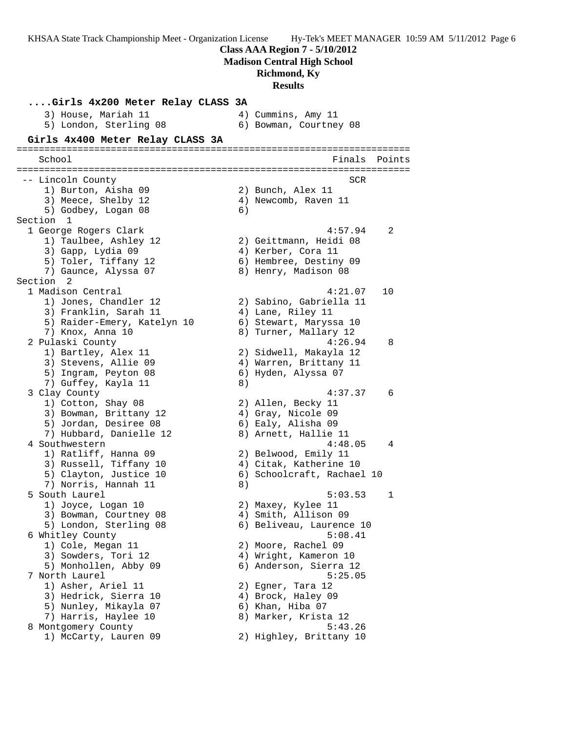## ....Girls 4x200 Meter Relay CLASS 3A

```
    3) House, Mariah 11               4) Cummins, Amy 11
    5) London, Sterling 08            6) Bowman, Courtney 08
```

## Girls 4x400 Meter Relay CLASS 3A

```
=======================================================================
   School                                            Finals  Points
=======================================================================
 -- Lincoln County                                      SCR
    1) Burton, Aisha 09               2) Bunch, Alex 11
    3) Meece, Shelby 12               4) Newcomb, Raven 11
    5) Godbey, Logan 08               6)
Section  1
  1 George Rogers Clark                               4:57.94    2
    1) Taulbee, Ashley 12             2) Geittmann, Heidi 08
    3) Gapp, Lydia 09                 4) Kerber, Cora 11
    5) Toler, Tiffany 12              6) Hembree, Destiny 09
    7) Gaunce, Alyssa 07              8) Henry, Madison 08
Section  2
  1 Madison Central                                   4:21.07   10
    1) Jones, Chandler 12             2) Sabino, Gabriella 11
    3) Franklin, Sarah 11             4) Lane, Riley 11
    5) Raider-Emery, Katelyn 10       6) Stewart, Maryssa 10
    7) Knox, Anna 10                  8) Turner, Mallary 12
  2 Pulaski County                                    4:26.94    8
    1) Bartley, Alex 11               2) Sidwell, Makayla 12
    3) Stevens, Allie 09              4) Warren, Brittany 11
    5) Ingram, Peyton 08              6) Hyden, Alyssa 07
    7) Guffey, Kayla 11               8)
  3 Clay County                                       4:37.37    6
    1) Cotton, Shay 08                2) Allen, Becky 11
    3) Bowman, Brittany 12            4) Gray, Nicole 09
    5) Jordan, Desiree 08             6) Ealy, Alisha 09
    7) Hubbard, Danielle 12           8) Arnett, Hallie 11
  4 Southwestern                                      4:48.05    4
    1) Ratliff, Hanna 09              2) Belwood, Emily 11
    3) Russell, Tiffany 10            4) Citak, Katherine 10
    5) Clayton, Justice 10            6) Schoolcraft, Rachael 10
    7) Norris, Hannah 11              8)
  5 South Laurel                                      5:03.53    1
    1) Joyce, Logan 10                2) Maxey, Kylee 11
    3) Bowman, Courtney 08            4) Smith, Allison 09
    5) London, Sterling 08            6) Beliveau, Laurence 10
  6 Whitley County                                    5:08.41
    1) Cole, Megan 11                 2) Moore, Rachel 09
    3) Sowders, Tori 12               4) Wright, Kameron 10
    5) Monhollen, Abby 09             6) Anderson, Sierra 12
  7 North Laurel                                      5:25.05
    1) Asher, Ariel 11                2) Egner, Tara 12
    3) Hedrick, Sierra 10             4) Brock, Haley 09
    5) Nunley, Mikayla 07             6) Khan, Hiba 07
    7) Harris, Haylee 10              8) Marker, Krista 12
  8 Montgomery County                                 5:43.26
    1) McCarty, Lauren 09             2) Highley, Brittany 10
```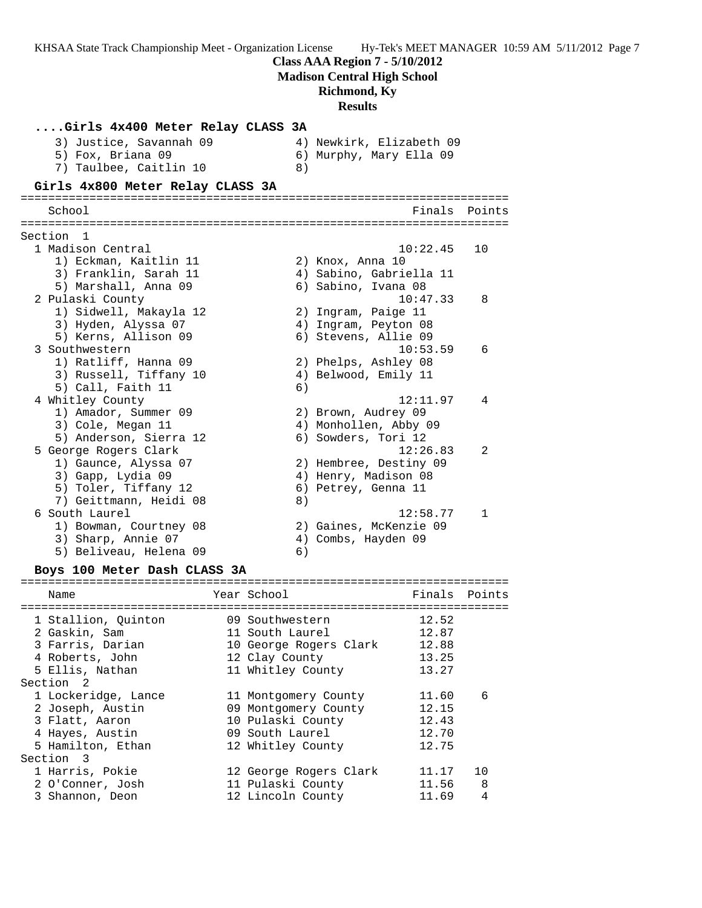**Class AAA Region 7 - 5/10/2012**
**Madison Central High School**
**Richmond, Ky**
**Results**

### ....Girls 4x400 Meter Relay CLASS 3A

```
   3) Justice, Savannah 09            4) Newkirk, Elizabeth 09
   5) Fox, Briana 09                  6) Murphy, Mary Ella 09
   7) Taulbee, Caitlin 10             8)
```

### Girls 4x800 Meter Relay CLASS 3A

```
=======================================================================
   School                                               Finals  Points
=======================================================================
Section  1
  1 Madison Central                                   10:22.45   10
     1) Eckman, Kaitlin 11             2) Knox, Anna 10
     3) Franklin, Sarah 11             4) Sabino, Gabriella 11
     5) Marshall, Anna 09              6) Sabino, Ivana 08
  2 Pulaski County                                    10:47.33    8
     1) Sidwell, Makayla 12            2) Ingram, Paige 11
     3) Hyden, Alyssa 07               4) Ingram, Peyton 08
     5) Kerns, Allison 09              6) Stevens, Allie 09
  3 Southwestern                                      10:53.59    6
     1) Ratliff, Hanna 09              2) Phelps, Ashley 08
     3) Russell, Tiffany 10            4) Belwood, Emily 11
     5) Call, Faith 11                 6)
  4 Whitley County                                    12:11.97    4
     1) Amador, Summer 09              2) Brown, Audrey 09
     3) Cole, Megan 11                 4) Monhollen, Abby 09
     5) Anderson, Sierra 12            6) Sowders, Tori 12
  5 George Rogers Clark                               12:26.83    2
     1) Gaunce, Alyssa 07              2) Hembree, Destiny 09
     3) Gapp, Lydia 09                 4) Henry, Madison 08
     5) Toler, Tiffany 12              6) Petrey, Genna 11
     7) Geittmann, Heidi 08            8)
  6 South Laurel                                      12:58.77    1
     1) Bowman, Courtney 08            2) Gaines, McKenzie 09
     3) Sharp, Annie 07                4) Combs, Hayden 09
     5) Beliveau, Helena 09            6)
```

### Boys 100 Meter Dash CLASS 3A

```
=======================================================================
   Name                    Year School                  Finals  Points
=======================================================================
  1 Stallion, Quinton        09 Southwestern             12.52
  2 Gaskin, Sam              11 South Laurel             12.87
  3 Farris, Darian           10 George Rogers Clark      12.88
  4 Roberts, John            12 Clay County              13.25
  5 Ellis, Nathan            11 Whitley County           13.27
Section  2
  1 Lockeridge, Lance        11 Montgomery County        11.60    6
  2 Joseph, Austin           09 Montgomery County        12.15
  3 Flatt, Aaron             10 Pulaski County           12.43
  4 Hayes, Austin            09 South Laurel             12.70
  5 Hamilton, Ethan          12 Whitley County           12.75
Section  3
  1 Harris, Pokie            12 George Rogers Clark      11.17   10
  2 O'Conner, Josh           11 Pulaski County           11.56    8
  3 Shannon, Deon            12 Lincoln County           11.69    4
```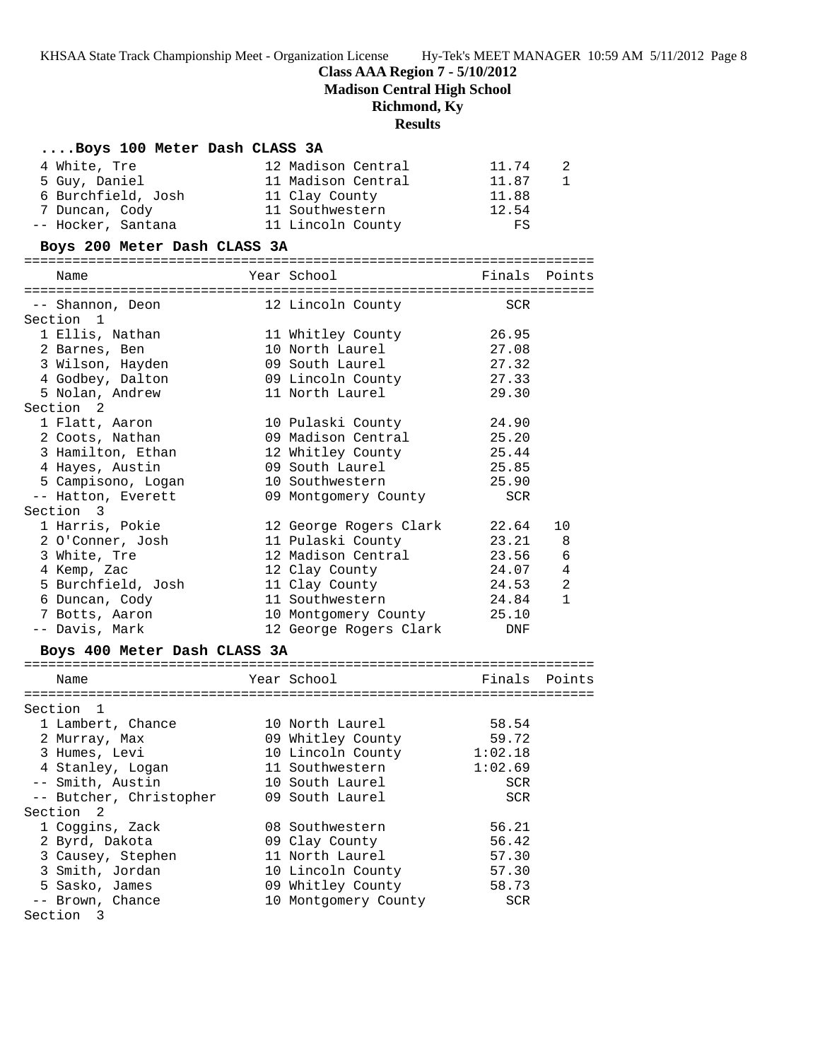**Class AAA Region 7 - 5/10/2012**
**Madison Central High School**
**Richmond, Ky**
**Results**

### ....Boys 100 Meter Dash CLASS 3A

| Name | Year School | Finals | Points |
|---|---|---|---|
| 4 White, Tre | 12 Madison Central | 11.74 | 2 |
| 5 Guy, Daniel | 11 Madison Central | 11.87 | 1 |
| 6 Burchfield, Josh | 11 Clay County | 11.88 | |
| 7 Duncan, Cody | 11 Southwestern | 12.54 | |
| -- Hocker, Santana | 11 Lincoln County | FS | |

### Boys 200 Meter Dash CLASS 3A

| Name | Year School | Finals | Points |
|---|---|---|---|
| -- Shannon, Deon | 12 Lincoln County | SCR | |
| **Section 1** | | | |
| 1 Ellis, Nathan | 11 Whitley County | 26.95 | |
| 2 Barnes, Ben | 10 North Laurel | 27.08 | |
| 3 Wilson, Hayden | 09 South Laurel | 27.32 | |
| 4 Godbey, Dalton | 09 Lincoln County | 27.33 | |
| 5 Nolan, Andrew | 11 North Laurel | 29.30 | |
| **Section 2** | | | |
| 1 Flatt, Aaron | 10 Pulaski County | 24.90 | |
| 2 Coots, Nathan | 09 Madison Central | 25.20 | |
| 3 Hamilton, Ethan | 12 Whitley County | 25.44 | |
| 4 Hayes, Austin | 09 South Laurel | 25.85 | |
| 5 Campisono, Logan | 10 Southwestern | 25.90 | |
| -- Hatton, Everett | 09 Montgomery County | SCR | |
| **Section 3** | | | |
| 1 Harris, Pokie | 12 George Rogers Clark | 22.64 | 10 |
| 2 O'Conner, Josh | 11 Pulaski County | 23.21 | 8 |
| 3 White, Tre | 12 Madison Central | 23.56 | 6 |
| 4 Kemp, Zac | 12 Clay County | 24.07 | 4 |
| 5 Burchfield, Josh | 11 Clay County | 24.53 | 2 |
| 6 Duncan, Cody | 11 Southwestern | 24.84 | 1 |
| 7 Botts, Aaron | 10 Montgomery County | 25.10 | |
| -- Davis, Mark | 12 George Rogers Clark | DNF | |

### Boys 400 Meter Dash CLASS 3A

| Name | Year School | Finals | Points |
|---|---|---|---|
| **Section 1** | | | |
| 1 Lambert, Chance | 10 North Laurel | 58.54 | |
| 2 Murray, Max | 09 Whitley County | 59.72 | |
| 3 Humes, Levi | 10 Lincoln County | 1:02.18 | |
| 4 Stanley, Logan | 11 Southwestern | 1:02.69 | |
| -- Smith, Austin | 10 South Laurel | SCR | |
| -- Butcher, Christopher | 09 South Laurel | SCR | |
| **Section 2** | | | |
| 1 Coggins, Zack | 08 Southwestern | 56.21 | |
| 2 Byrd, Dakota | 09 Clay County | 56.42 | |
| 3 Causey, Stephen | 11 North Laurel | 57.30 | |
| 3 Smith, Jordan | 10 Lincoln County | 57.30 | |
| 5 Sasko, James | 09 Whitley County | 58.73 | |
| -- Brown, Chance | 10 Montgomery County | SCR | |
| **Section 3** | | | |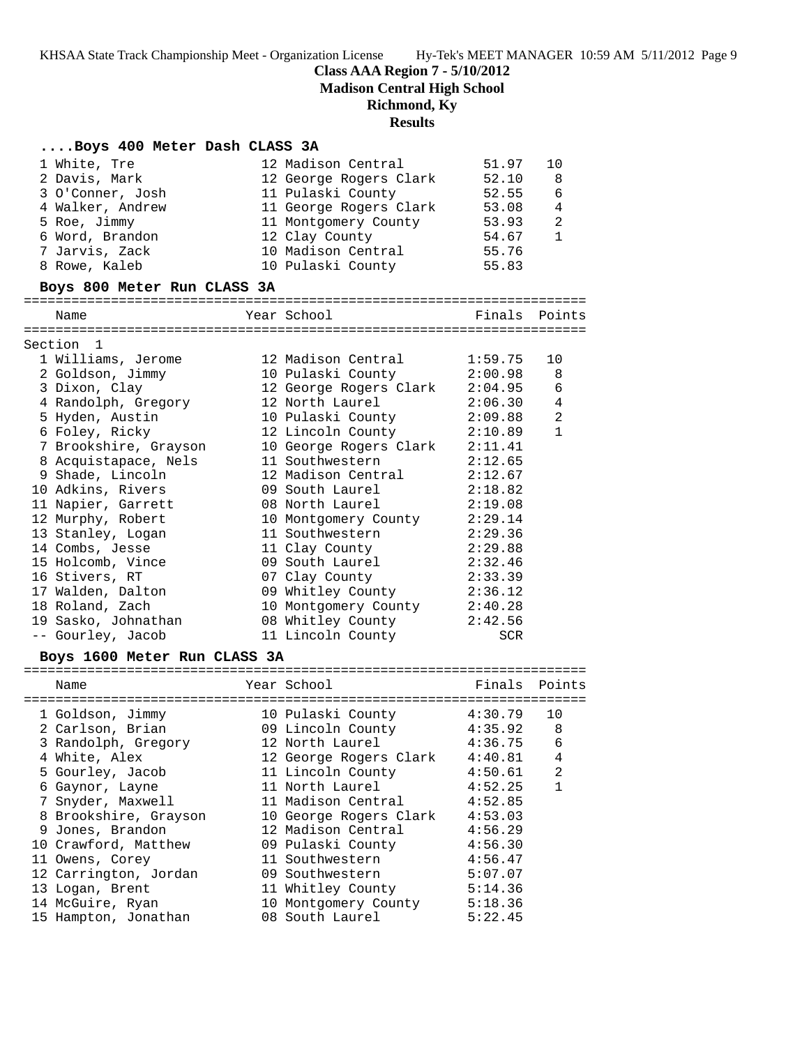**Class AAA Region 7 - 5/10/2012**
**Madison Central High School**
**Richmond, Ky**
**Results**

### ....Boys 400 Meter Dash CLASS 3A

| Place | Name | Year | School | Finals | Points |
|---|---|---|---|---|---|
| 1 | White, Tre | 12 | Madison Central | 51.97 | 10 |
| 2 | Davis, Mark | 12 | George Rogers Clark | 52.10 | 8 |
| 3 | O'Conner, Josh | 11 | Pulaski County | 52.55 | 6 |
| 4 | Walker, Andrew | 11 | George Rogers Clark | 53.08 | 4 |
| 5 | Roe, Jimmy | 11 | Montgomery County | 53.93 | 2 |
| 6 | Word, Brandon | 12 | Clay County | 54.67 | 1 |
| 7 | Jarvis, Zack | 10 | Madison Central | 55.76 | |
| 8 | Rowe, Kaleb | 10 | Pulaski County | 55.83 | |

### Boys 800 Meter Run CLASS 3A

Section 1

| Place | Name | Year | School | Finals | Points |
|---|---|---|---|---|---|
| 1 | Williams, Jerome | 12 | Madison Central | 1:59.75 | 10 |
| 2 | Goldson, Jimmy | 10 | Pulaski County | 2:00.98 | 8 |
| 3 | Dixon, Clay | 12 | George Rogers Clark | 2:04.95 | 6 |
| 4 | Randolph, Gregory | 12 | North Laurel | 2:06.30 | 4 |
| 5 | Hyden, Austin | 10 | Pulaski County | 2:09.88 | 2 |
| 6 | Foley, Ricky | 12 | Lincoln County | 2:10.89 | 1 |
| 7 | Brookshire, Grayson | 10 | George Rogers Clark | 2:11.41 | |
| 8 | Acquistapace, Nels | 11 | Southwestern | 2:12.65 | |
| 9 | Shade, Lincoln | 12 | Madison Central | 2:12.67 | |
| 10 | Adkins, Rivers | 09 | South Laurel | 2:18.82 | |
| 11 | Napier, Garrett | 08 | North Laurel | 2:19.08 | |
| 12 | Murphy, Robert | 10 | Montgomery County | 2:29.14 | |
| 13 | Stanley, Logan | 11 | Southwestern | 2:29.36 | |
| 14 | Combs, Jesse | 11 | Clay County | 2:29.88 | |
| 15 | Holcomb, Vince | 09 | South Laurel | 2:32.46 | |
| 16 | Stivers, RT | 07 | Clay County | 2:33.39 | |
| 17 | Walden, Dalton | 09 | Whitley County | 2:36.12 | |
| 18 | Roland, Zach | 10 | Montgomery County | 2:40.28 | |
| 19 | Sasko, Johnathan | 08 | Whitley County | 2:42.56 | |
| -- | Gourley, Jacob | 11 | Lincoln County | SCR | |

### Boys 1600 Meter Run CLASS 3A

| Place | Name | Year | School | Finals | Points |
|---|---|---|---|---|---|
| 1 | Goldson, Jimmy | 10 | Pulaski County | 4:30.79 | 10 |
| 2 | Carlson, Brian | 09 | Lincoln County | 4:35.92 | 8 |
| 3 | Randolph, Gregory | 12 | North Laurel | 4:36.75 | 6 |
| 4 | White, Alex | 12 | George Rogers Clark | 4:40.81 | 4 |
| 5 | Gourley, Jacob | 11 | Lincoln County | 4:50.61 | 2 |
| 6 | Gaynor, Layne | 11 | North Laurel | 4:52.25 | 1 |
| 7 | Snyder, Maxwell | 11 | Madison Central | 4:52.85 | |
| 8 | Brookshire, Grayson | 10 | George Rogers Clark | 4:53.03 | |
| 9 | Jones, Brandon | 12 | Madison Central | 4:56.29 | |
| 10 | Crawford, Matthew | 09 | Pulaski County | 4:56.30 | |
| 11 | Owens, Corey | 11 | Southwestern | 4:56.47 | |
| 12 | Carrington, Jordan | 09 | Southwestern | 5:07.07 | |
| 13 | Logan, Brent | 11 | Whitley County | 5:14.36 | |
| 14 | McGuire, Ryan | 10 | Montgomery County | 5:18.36 | |
| 15 | Hampton, Jonathan | 08 | South Laurel | 5:22.45 | |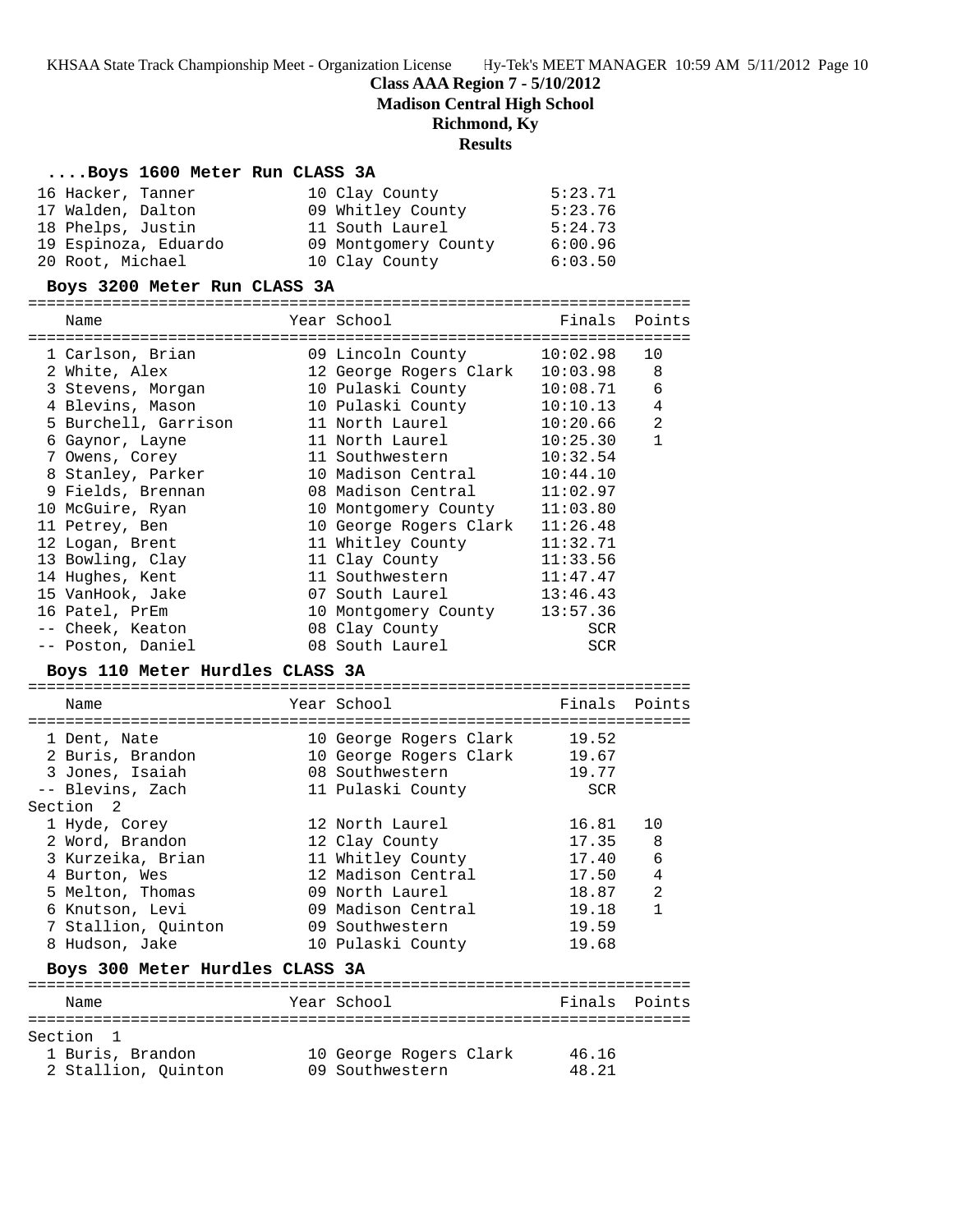# Class AAA Region 7 - 5/10/2012

## Madison Central High School

## Richmond, Ky

## Results

### ....Boys 1600 Meter Run CLASS 3A

| Name | Year | School | Finals |
|---|---|---|---|
| 16 Hacker, Tanner | 10 | Clay County | 5:23.71 |
| 17 Walden, Dalton | 09 | Whitley County | 5:23.76 |
| 18 Phelps, Justin | 11 | South Laurel | 5:24.73 |
| 19 Espinoza, Eduardo | 09 | Montgomery County | 6:00.96 |
| 20 Root, Michael | 10 | Clay County | 6:03.50 |

### Boys 3200 Meter Run CLASS 3A

| Name | Year | School | Finals | Points |
|---|---|---|---|---|
| 1 Carlson, Brian | 09 | Lincoln County | 10:02.98 | 10 |
| 2 White, Alex | 12 | George Rogers Clark | 10:03.98 | 8 |
| 3 Stevens, Morgan | 10 | Pulaski County | 10:08.71 | 6 |
| 4 Blevins, Mason | 10 | Pulaski County | 10:10.13 | 4 |
| 5 Burchell, Garrison | 11 | North Laurel | 10:20.66 | 2 |
| 6 Gaynor, Layne | 11 | North Laurel | 10:25.30 | 1 |
| 7 Owens, Corey | 11 | Southwestern | 10:32.54 | |
| 8 Stanley, Parker | 10 | Madison Central | 10:44.10 | |
| 9 Fields, Brennan | 08 | Madison Central | 11:02.97 | |
| 10 McGuire, Ryan | 10 | Montgomery County | 11:03.80 | |
| 11 Petrey, Ben | 10 | George Rogers Clark | 11:26.48 | |
| 12 Logan, Brent | 11 | Whitley County | 11:32.71 | |
| 13 Bowling, Clay | 11 | Clay County | 11:33.56 | |
| 14 Hughes, Kent | 11 | Southwestern | 11:47.47 | |
| 15 VanHook, Jake | 07 | South Laurel | 13:46.43 | |
| 16 Patel, PrEm | 10 | Montgomery County | 13:57.36 | |
| -- Cheek, Keaton | 08 | Clay County | SCR | |
| -- Poston, Daniel | 08 | South Laurel | SCR | |

### Boys 110 Meter Hurdles CLASS 3A

| Name | Year | School | Finals | Points |
|---|---|---|---|---|
| 1 Dent, Nate | 10 | George Rogers Clark | 19.52 | |
| 2 Buris, Brandon | 10 | George Rogers Clark | 19.67 | |
| 3 Jones, Isaiah | 08 | Southwestern | 19.77 | |
| -- Blevins, Zach | 11 | Pulaski County | SCR | |
| **Section 2** | | | | |
| 1 Hyde, Corey | 12 | North Laurel | 16.81 | 10 |
| 2 Word, Brandon | 12 | Clay County | 17.35 | 8 |
| 3 Kurzeika, Brian | 11 | Whitley County | 17.40 | 6 |
| 4 Burton, Wes | 12 | Madison Central | 17.50 | 4 |
| 5 Melton, Thomas | 09 | North Laurel | 18.87 | 2 |
| 6 Knutson, Levi | 09 | Madison Central | 19.18 | 1 |
| 7 Stallion, Quinton | 09 | Southwestern | 19.59 | |
| 8 Hudson, Jake | 10 | Pulaski County | 19.68 | |

### Boys 300 Meter Hurdles CLASS 3A

| Name | Year | School | Finals | Points |
|---|---|---|---|---|
| **Section 1** | | | | |
| 1 Buris, Brandon | 10 | George Rogers Clark | 46.16 | |
| 2 Stallion, Quinton | 09 | Southwestern | 48.21 | |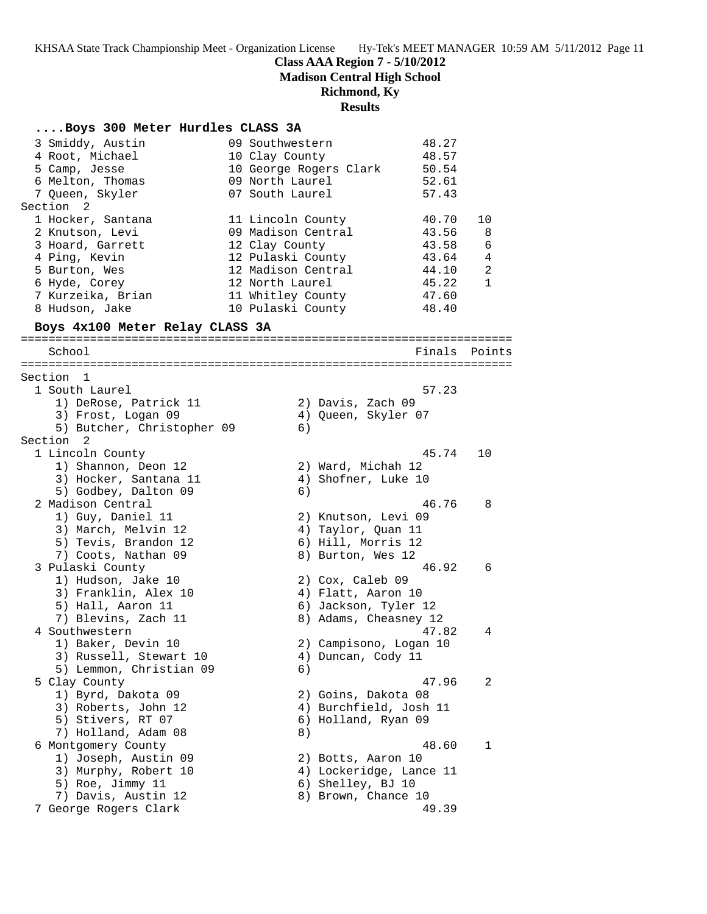**Class AAA Region 7 - 5/10/2012**
**Madison Central High School**
**Richmond, Ky**
**Results**

### ....Boys 300 Meter Hurdles CLASS 3A

```
  3 Smiddy, Austin           09 Southwestern            48.27
  4 Root, Michael            10 Clay County             48.57
  5 Camp, Jesse              10 George Rogers Clark     50.54
  6 Melton, Thomas           09 North Laurel            52.61
  7 Queen, Skyler            07 South Laurel            57.43
Section  2
  1 Hocker, Santana          11 Lincoln County          40.70   10
  2 Knutson, Levi            09 Madison Central         43.56    8
  3 Hoard, Garrett           12 Clay County             43.58    6
  4 Ping, Kevin              12 Pulaski County          43.64    4
  5 Burton, Wes              12 Madison Central         44.10    2
  6 Hyde, Corey              12 North Laurel            45.22    1
  7 Kurzeika, Brian          11 Whitley County          47.60
  8 Hudson, Jake             10 Pulaski County          48.40
```

### Boys 4x100 Meter Relay CLASS 3A

```
=======================================================================
    School                                               Finals  Points
=======================================================================
Section  1
  1 South Laurel                                          57.23
     1) DeRose, Patrick 11              2) Davis, Zach 09
     3) Frost, Logan 09                 4) Queen, Skyler 07
     5) Butcher, Christopher 09         6)
Section  2
  1 Lincoln County                                        45.74   10
     1) Shannon, Deon 12                2) Ward, Michah 12
     3) Hocker, Santana 11              4) Shofner, Luke 10
     5) Godbey, Dalton 09               6)
  2 Madison Central                                       46.76    8
     1) Guy, Daniel 11                  2) Knutson, Levi 09
     3) March, Melvin 12                4) Taylor, Quan 11
     5) Tevis, Brandon 12               6) Hill, Morris 12
     7) Coots, Nathan 09                8) Burton, Wes 12
  3 Pulaski County                                        46.92    6
     1) Hudson, Jake 10                 2) Cox, Caleb 09
     3) Franklin, Alex 10               4) Flatt, Aaron 10
     5) Hall, Aaron 11                  6) Jackson, Tyler 12
     7) Blevins, Zach 11                8) Adams, Cheasney 12
  4 Southwestern                                          47.82    4
     1) Baker, Devin 10                 2) Campisono, Logan 10
     3) Russell, Stewart 10             4) Duncan, Cody 11
     5) Lemmon, Christian 09            6)
  5 Clay County                                           47.96    2
     1) Byrd, Dakota 09                 2) Goins, Dakota 08
     3) Roberts, John 12                4) Burchfield, Josh 11
     5) Stivers, RT 07                  6) Holland, Ryan 09
     7) Holland, Adam 08                8)
  6 Montgomery County                                     48.60    1
     1) Joseph, Austin 09               2) Botts, Aaron 10
     3) Murphy, Robert 10               4) Lockeridge, Lance 11
     5) Roe, Jimmy 11                   6) Shelley, BJ 10
     7) Davis, Austin 12                8) Brown, Chance 10
  7 George Rogers Clark                                   49.39
```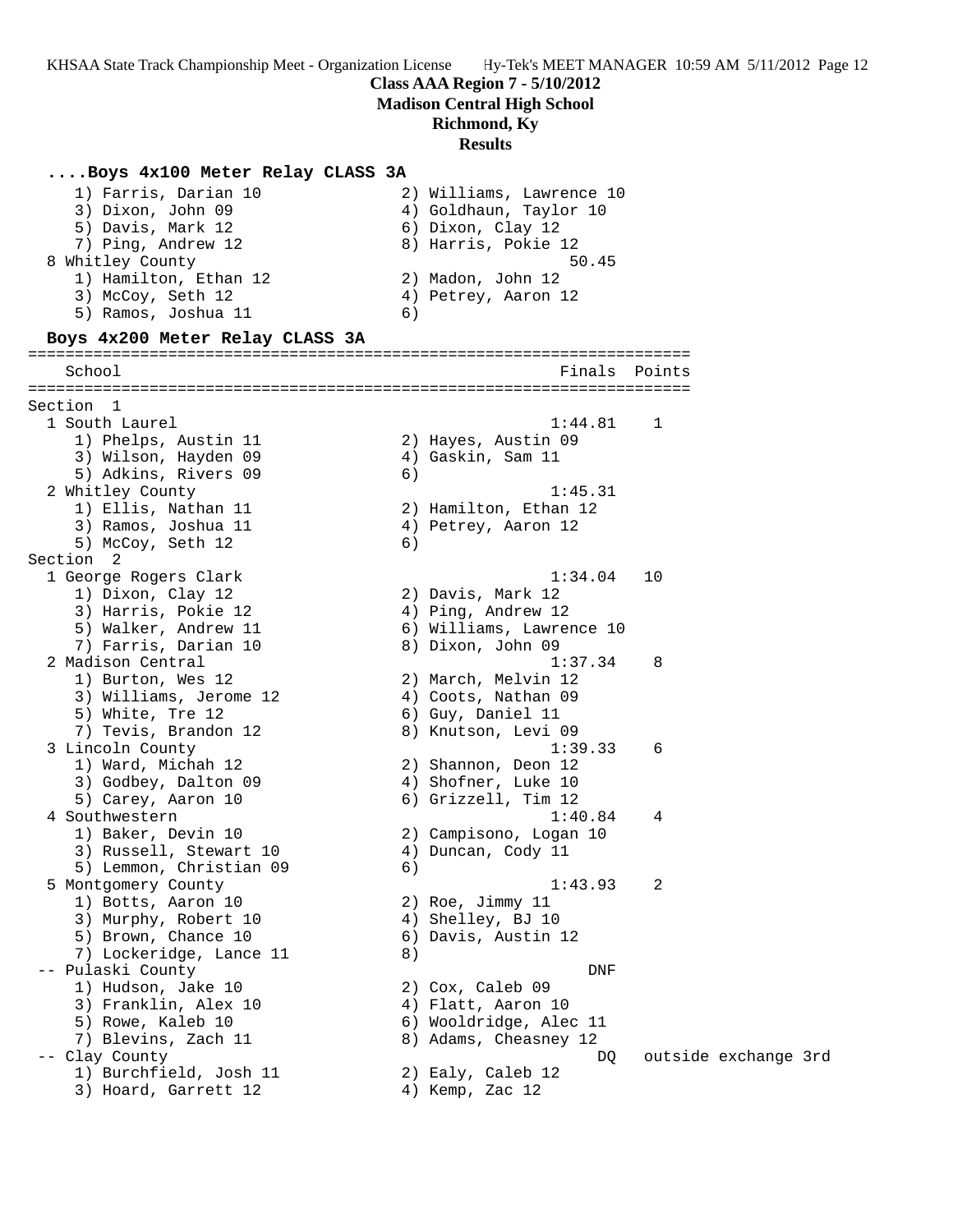**Class AAA Region 7 - 5/10/2012**
**Madison Central High School**
**Richmond, Ky**
**Results**

```
....Boys 4x100 Meter Relay CLASS 3A
    1) Farris, Darian 10              2) Williams, Lawrence 10
    3) Dixon, John 09                 4) Goldhaun, Taylor 10
    5) Davis, Mark 12                 6) Dixon, Clay 12
    7) Ping, Andrew 12                8) Harris, Pokie 12
  8 Whitley County                                   50.45
    1) Hamilton, Ethan 12             2) Madon, John 12
    3) McCoy, Seth 12                 4) Petrey, Aaron 12
    5) Ramos, Joshua 11               6)

Boys 4x200 Meter Relay CLASS 3A
=======================================================================
    School                                            Finals  Points
=======================================================================
Section  1
  1 South Laurel                                     1:44.81    1
    1) Phelps, Austin 11              2) Hayes, Austin 09
    3) Wilson, Hayden 09              4) Gaskin, Sam 11
    5) Adkins, Rivers 09              6)
  2 Whitley County                                   1:45.31
    1) Ellis, Nathan 11               2) Hamilton, Ethan 12
    3) Ramos, Joshua 11               4) Petrey, Aaron 12
    5) McCoy, Seth 12                 6)
Section  2
  1 George Rogers Clark                              1:34.04   10
    1) Dixon, Clay 12                 2) Davis, Mark 12
    3) Harris, Pokie 12               4) Ping, Andrew 12
    5) Walker, Andrew 11              6) Williams, Lawrence 10
    7) Farris, Darian 10              8) Dixon, John 09
  2 Madison Central                                  1:37.34    8
    1) Burton, Wes 12                 2) March, Melvin 12
    3) Williams, Jerome 12            4) Coots, Nathan 09
    5) White, Tre 12                  6) Guy, Daniel 11
    7) Tevis, Brandon 12              8) Knutson, Levi 09
  3 Lincoln County                                   1:39.33    6
    1) Ward, Michah 12                2) Shannon, Deon 12
    3) Godbey, Dalton 09              4) Shofner, Luke 10
    5) Carey, Aaron 10                6) Grizzell, Tim 12
  4 Southwestern                                     1:40.84    4
    1) Baker, Devin 10                2) Campisono, Logan 10
    3) Russell, Stewart 10            4) Duncan, Cody 11
    5) Lemmon, Christian 09           6)
  5 Montgomery County                                1:43.93    2
    1) Botts, Aaron 10                2) Roe, Jimmy 11
    3) Murphy, Robert 10              4) Shelley, BJ 10
    5) Brown, Chance 10               6) Davis, Austin 12
    7) Lockeridge, Lance 11           8)
 -- Pulaski County                                       DNF
    1) Hudson, Jake 10                2) Cox, Caleb 09
    3) Franklin, Alex 10              4) Flatt, Aaron 10
    5) Rowe, Kaleb 10                 6) Wooldridge, Alec 11
    7) Blevins, Zach 11               8) Adams, Cheasney 12
 -- Clay County                                           DQ   outside exchange 3rd
    1) Burchfield, Josh 11            2) Ealy, Caleb 12
    3) Hoard, Garrett 12              4) Kemp, Zac 12
```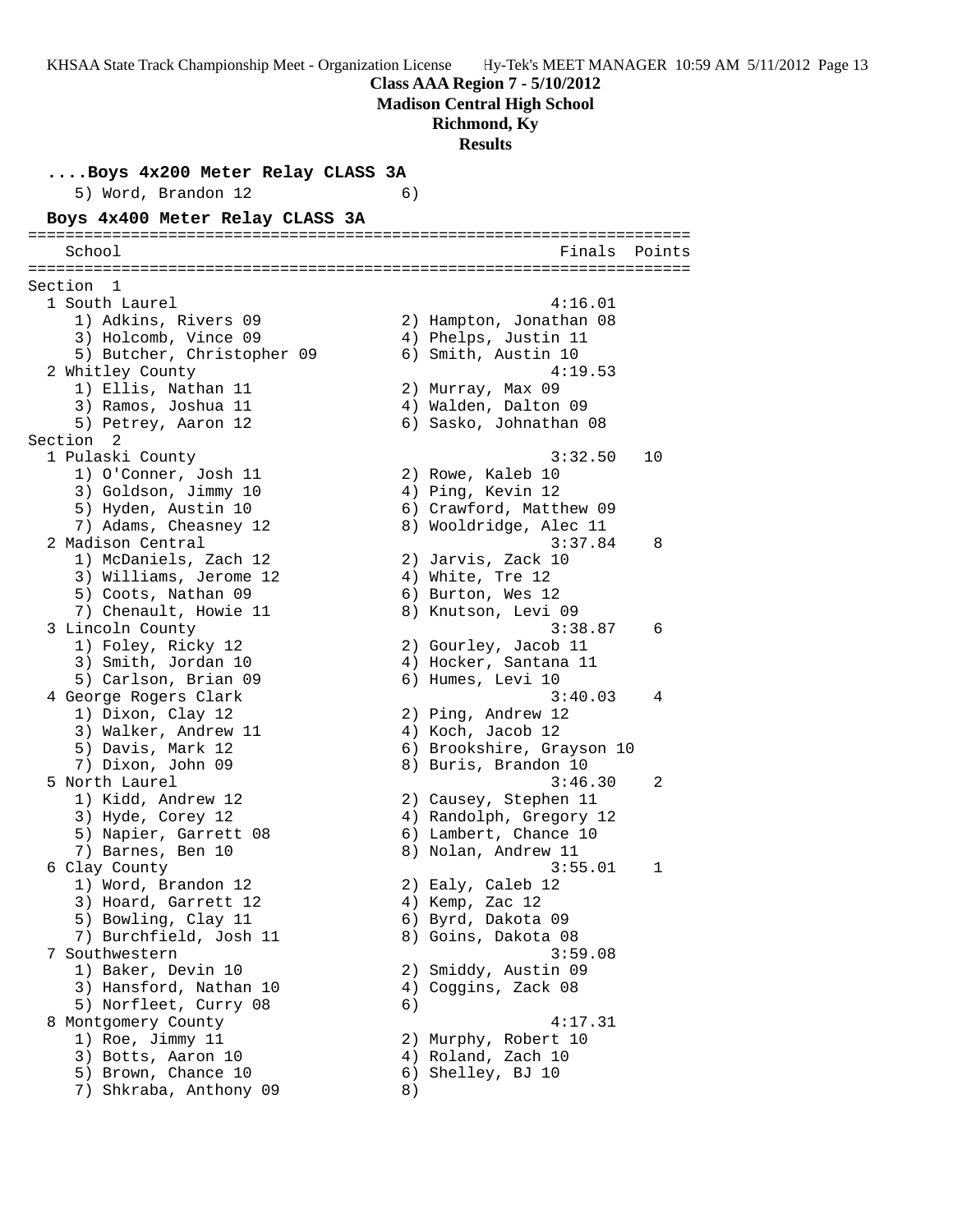Class AAA Region 7 - 5/10/2012
Madison Central High School
Richmond, Ky
Results

**....Boys 4x200 Meter Relay CLASS 3A**

```
    5) Word, Brandon 12              6)
```

**Boys 4x400 Meter Relay CLASS 3A**

```
=======================================================================
    School                                            Finals  Points
=======================================================================
Section  1
  1 South Laurel                                     4:16.01
     1) Adkins, Rivers 09              2) Hampton, Jonathan 08
     3) Holcomb, Vince 09              4) Phelps, Justin 11
     5) Butcher, Christopher 09        6) Smith, Austin 10
  2 Whitley County                                   4:19.53
     1) Ellis, Nathan 11               2) Murray, Max 09
     3) Ramos, Joshua 11               4) Walden, Dalton 09
     5) Petrey, Aaron 12               6) Sasko, Johnathan 08
Section  2
  1 Pulaski County                                   3:32.50   10
     1) O'Conner, Josh 11              2) Rowe, Kaleb 10
     3) Goldson, Jimmy 10              4) Ping, Kevin 12
     5) Hyden, Austin 10               6) Crawford, Matthew 09
     7) Adams, Cheasney 12             8) Wooldridge, Alec 11
  2 Madison Central                                  3:37.84    8
     1) McDaniels, Zach 12             2) Jarvis, Zack 10
     3) Williams, Jerome 12            4) White, Tre 12
     5) Coots, Nathan 09               6) Burton, Wes 12
     7) Chenault, Howie 11             8) Knutson, Levi 09
  3 Lincoln County                                   3:38.87    6
     1) Foley, Ricky 12                2) Gourley, Jacob 11
     3) Smith, Jordan 10               4) Hocker, Santana 11
     5) Carlson, Brian 09              6) Humes, Levi 10
  4 George Rogers Clark                              3:40.03    4
     1) Dixon, Clay 12                 2) Ping, Andrew 12
     3) Walker, Andrew 11              4) Koch, Jacob 12
     5) Davis, Mark 12                 6) Brookshire, Grayson 10
     7) Dixon, John 09                 8) Buris, Brandon 10
  5 North Laurel                                     3:46.30    2
     1) Kidd, Andrew 12                2) Causey, Stephen 11
     3) Hyde, Corey 12                 4) Randolph, Gregory 12
     5) Napier, Garrett 08             6) Lambert, Chance 10
     7) Barnes, Ben 10                 8) Nolan, Andrew 11
  6 Clay County                                      3:55.01    1
     1) Word, Brandon 12               2) Ealy, Caleb 12
     3) Hoard, Garrett 12              4) Kemp, Zac 12
     5) Bowling, Clay 11               6) Byrd, Dakota 09
     7) Burchfield, Josh 11            8) Goins, Dakota 08
  7 Southwestern                                     3:59.08
     1) Baker, Devin 10                2) Smiddy, Austin 09
     3) Hansford, Nathan 10            4) Coggins, Zack 08
     5) Norfleet, Curry 08             6)
  8 Montgomery County                                4:17.31
     1) Roe, Jimmy 11                  2) Murphy, Robert 10
     3) Botts, Aaron 10                4) Roland, Zach 10
     5) Brown, Chance 10               6) Shelley, BJ 10
     7) Shkraba, Anthony 09            8)
```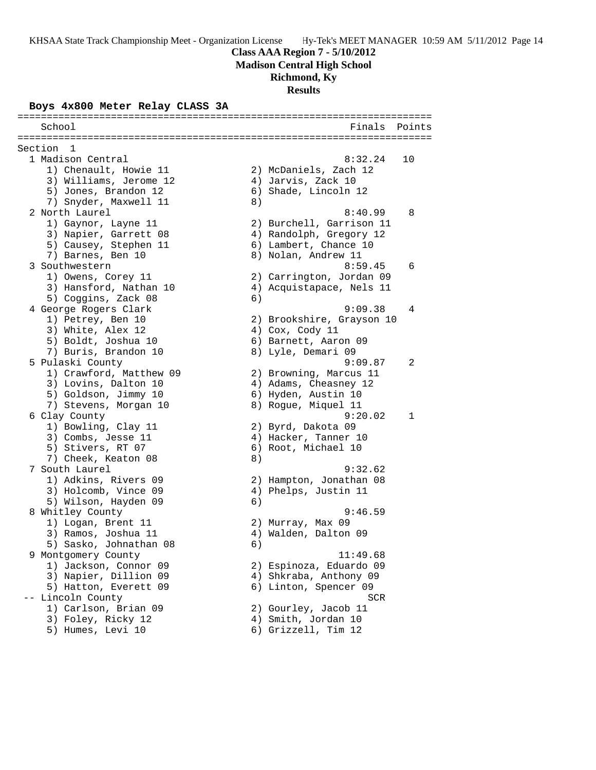**Class AAA Region 7 - 5/10/2012**
**Madison Central High School**
**Richmond, Ky**
**Results**

### Boys 4x800 Meter Relay CLASS 3A

```
=======================================================================
    School                                               Finals  Points
=======================================================================
Section  1
  1 Madison Central                                     8:32.24   10
     1) Chenault, Howie 11              2) McDaniels, Zach 12
     3) Williams, Jerome 12             4) Jarvis, Zack 10
     5) Jones, Brandon 12               6) Shade, Lincoln 12
     7) Snyder, Maxwell 11              8)
  2 North Laurel                                        8:40.99    8
     1) Gaynor, Layne 11                2) Burchell, Garrison 11
     3) Napier, Garrett 08              4) Randolph, Gregory 12
     5) Causey, Stephen 11              6) Lambert, Chance 10
     7) Barnes, Ben 10                  8) Nolan, Andrew 11
  3 Southwestern                                        8:59.45    6
     1) Owens, Corey 11                 2) Carrington, Jordan 09
     3) Hansford, Nathan 10             4) Acquistapace, Nels 11
     5) Coggins, Zack 08                6)
  4 George Rogers Clark                                 9:09.38    4
     1) Petrey, Ben 10                  2) Brookshire, Grayson 10
     3) White, Alex 12                  4) Cox, Cody 11
     5) Boldt, Joshua 10                6) Barnett, Aaron 09
     7) Buris, Brandon 10               8) Lyle, Demari 09
  5 Pulaski County                                      9:09.87    2
     1) Crawford, Matthew 09            2) Browning, Marcus 11
     3) Lovins, Dalton 10               4) Adams, Cheasney 12
     5) Goldson, Jimmy 10               6) Hyden, Austin 10
     7) Stevens, Morgan 10              8) Rogue, Miquel 11
  6 Clay County                                         9:20.02    1
     1) Bowling, Clay 11                2) Byrd, Dakota 09
     3) Combs, Jesse 11                 4) Hacker, Tanner 10
     5) Stivers, RT 07                  6) Root, Michael 10
     7) Cheek, Keaton 08                8)
  7 South Laurel                                        9:32.62
     1) Adkins, Rivers 09               2) Hampton, Jonathan 08
     3) Holcomb, Vince 09               4) Phelps, Justin 11
     5) Wilson, Hayden 09               6)
  8 Whitley County                                      9:46.59
     1) Logan, Brent 11                 2) Murray, Max 09
     3) Ramos, Joshua 11                4) Walden, Dalton 09
     5) Sasko, Johnathan 08             6)
  9 Montgomery County                                  11:49.68
     1) Jackson, Connor 09              2) Espinoza, Eduardo 09
     3) Napier, Dillion 09              4) Shkraba, Anthony 09
     5) Hatton, Everett 09              6) Linton, Spencer 09
 -- Lincoln County                                          SCR
     1) Carlson, Brian 09               2) Gourley, Jacob 11
     3) Foley, Ricky 12                 4) Smith, Jordan 10
     5) Humes, Levi 10                  6) Grizzell, Tim 12
```